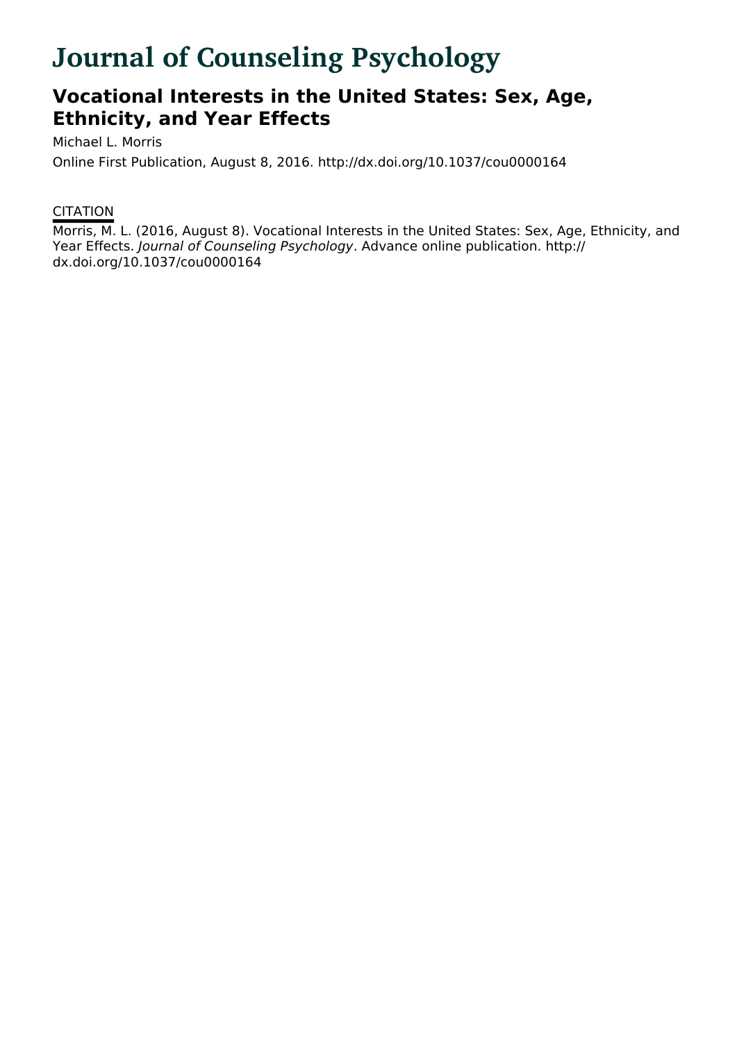# Journal of Counseling Psychology

## Vocational Interests in the United States: Sex, Age, Ethnicity, and Year Effects

Michael L. Morris

Online First Publication, August 8, 2016. http://dx.doi.org/10.1037/cou0000164

CITATION

Morris, M. L. (2016, August 8). Vocational Interests in the United States: Sex, Age, Ethnicity, and Year Effects. *Journal of Counseling Psychology*. Advance online publication. http://dx.doi.org/10.1037/cou0000164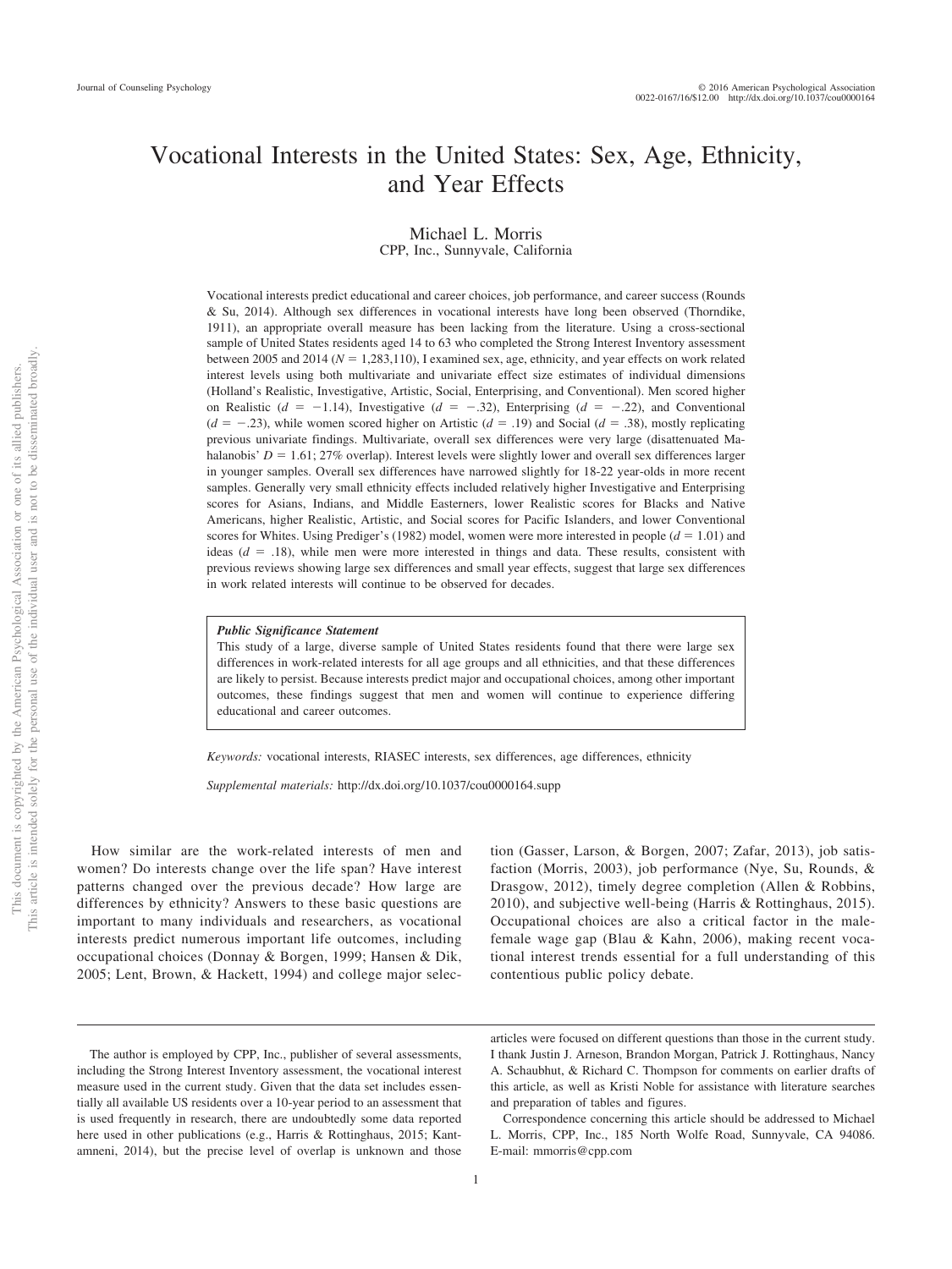# Vocational Interests in the United States: Sex, Age, Ethnicity, and Year Effects

Michael L. Morris
CPP, Inc., Sunnyvale, California

Vocational interests predict educational and career choices, job performance, and career success (Rounds & Su, 2014). Although sex differences in vocational interests have long been observed (Thorndike, 1911), an appropriate overall measure has been lacking from the literature. Using a cross-sectional sample of United States residents aged 14 to 63 who completed the Strong Interest Inventory assessment between 2005 and 2014 ($N = 1{,}283{,}110$), I examined sex, age, ethnicity, and year effects on work related interest levels using both multivariate and univariate effect size estimates of individual dimensions (Holland's Realistic, Investigative, Artistic, Social, Enterprising, and Conventional). Men scored higher on Realistic ($d = -1.14$), Investigative ($d = -.32$), Enterprising ($d = -.22$), and Conventional ($d = -.23$), while women scored higher on Artistic ($d = .19$) and Social ($d = .38$), mostly replicating previous univariate findings. Multivariate, overall sex differences were very large (disattenuated Mahalanobis' $D = 1.61$; 27% overlap). Interest levels were slightly lower and overall sex differences larger in younger samples. Overall sex differences have narrowed slightly for 18-22 year-olds in more recent samples. Generally very small ethnicity effects included relatively higher Investigative and Enterprising scores for Asians, Indians, and Middle Easterners, lower Realistic scores for Blacks and Native Americans, higher Realistic, Artistic, and Social scores for Pacific Islanders, and lower Conventional scores for Whites. Using Prediger's (1982) model, women were more interested in people ($d = 1.01$) and ideas ($d = .18$), while men were more interested in things and data. These results, consistent with previous reviews showing large sex differences and small year effects, suggest that large sex differences in work related interests will continue to be observed for decades.

***Public Significance Statement***
This study of a large, diverse sample of United States residents found that there were large sex differences in work-related interests for all age groups and all ethnicities, and that these differences are likely to persist. Because interests predict major and occupational choices, among other important outcomes, these findings suggest that men and women will continue to experience differing educational and career outcomes.

*Keywords:* vocational interests, RIASEC interests, sex differences, age differences, ethnicity

*Supplemental materials:* http://dx.doi.org/10.1037/cou0000164.supp

How similar are the work-related interests of men and women? Do interests change over the life span? Have interest patterns changed over the previous decade? How large are differences by ethnicity? Answers to these basic questions are important to many individuals and researchers, as vocational interests predict numerous important life outcomes, including occupational choices (Donnay & Borgen, 1999; Hansen & Dik, 2005; Lent, Brown, & Hackett, 1994) and college major selection (Gasser, Larson, & Borgen, 2007; Zafar, 2013), job satisfaction (Morris, 2003), job performance (Nye, Su, Rounds, & Drasgow, 2012), timely degree completion (Allen & Robbins, 2010), and subjective well-being (Harris & Rottinghaus, 2015). Occupational choices are also a critical factor in the male-female wage gap (Blau & Kahn, 2006), making recent vocational interest trends essential for a full understanding of this contentious public policy debate.

The author is employed by CPP, Inc., publisher of several assessments, including the Strong Interest Inventory assessment, the vocational interest measure used in the current study. Given that the data set includes essentially all available US residents over a 10-year period to an assessment that is used frequently in research, there are undoubtedly some data reported here used in other publications (e.g., Harris & Rottinghaus, 2015; Kantamneni, 2014), but the precise level of overlap is unknown and those articles were focused on different questions than those in the current study. I thank Justin J. Arneson, Brandon Morgan, Patrick J. Rottinghaus, Nancy A. Schaubhut, & Richard C. Thompson for comments on earlier drafts of this article, as well as Kristi Noble for assistance with literature searches and preparation of tables and figures.

Correspondence concerning this article should be addressed to Michael L. Morris, CPP, Inc., 185 North Wolfe Road, Sunnyvale, CA 94086. E-mail: mmorris@cpp.com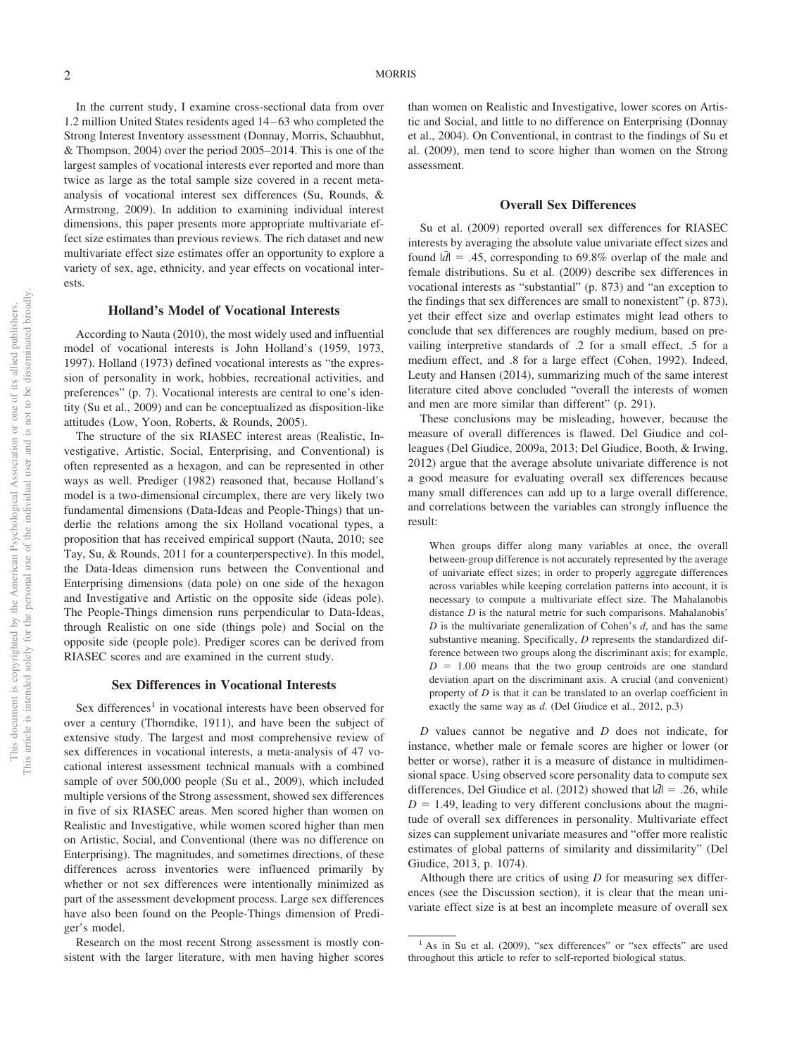In the current study, I examine cross-sectional data from over 1.2 million United States residents aged 14–63 who completed the Strong Interest Inventory assessment (Donnay, Morris, Schaubhut, & Thompson, 2004) over the period 2005–2014. This is one of the largest samples of vocational interests ever reported and more than twice as large as the total sample size covered in a recent meta-analysis of vocational interest sex differences (Su, Rounds, & Armstrong, 2009). In addition to examining individual interest dimensions, this paper presents more appropriate multivariate effect size estimates than previous reviews. The rich dataset and new multivariate effect size estimates offer an opportunity to explore a variety of sex, age, ethnicity, and year effects on vocational interests.

## Holland's Model of Vocational Interests

According to Nauta (2010), the most widely used and influential model of vocational interests is John Holland's (1959, 1973, 1997). Holland (1973) defined vocational interests as "the expression of personality in work, hobbies, recreational activities, and preferences" (p. 7). Vocational interests are central to one's identity (Su et al., 2009) and can be conceptualized as disposition-like attitudes (Low, Yoon, Roberts, & Rounds, 2005).

The structure of the six RIASEC interest areas (Realistic, Investigative, Artistic, Social, Enterprising, and Conventional) is often represented as a hexagon, and can be represented in other ways as well. Prediger (1982) reasoned that, because Holland's model is a two-dimensional circumplex, there are very likely two fundamental dimensions (Data-Ideas and People-Things) that underlie the relations among the six Holland vocational types, a proposition that has received empirical support (Nauta, 2010; see Tay, Su, & Rounds, 2011 for a counterperspective). In this model, the Data-Ideas dimension runs between the Conventional and Enterprising dimensions (data pole) on one side of the hexagon and Investigative and Artistic on the opposite side (ideas pole). The People-Things dimension runs perpendicular to Data-Ideas, through Realistic on one side (things pole) and Social on the opposite side (people pole). Prediger scores can be derived from RIASEC scores and are examined in the current study.

## Sex Differences in Vocational Interests

Sex differences[1] in vocational interests have been observed for over a century (Thorndike, 1911), and have been the subject of extensive study. The largest and most comprehensive review of sex differences in vocational interests, a meta-analysis of 47 vocational interest assessment technical manuals with a combined sample of over 500,000 people (Su et al., 2009), which included multiple versions of the Strong assessment, showed sex differences in five of six RIASEC areas. Men scored higher than women on Realistic and Investigative, while women scored higher than men on Artistic, Social, and Conventional (there was no difference on Enterprising). The magnitudes, and sometimes directions, of these differences across inventories were influenced primarily by whether or not sex differences were intentionally minimized as part of the assessment development process. Large sex differences have also been found on the People-Things dimension of Prediger's model.

Research on the most recent Strong assessment is mostly consistent with the larger literature, with men having higher scores than women on Realistic and Investigative, lower scores on Artistic and Social, and little to no difference on Enterprising (Donnay et al., 2004). On Conventional, in contrast to the findings of Su et al. (2009), men tend to score higher than women on the Strong assessment.

## Overall Sex Differences

Su et al. (2009) reported overall sex differences for RIASEC interests by averaging the absolute value univariate effect sizes and found $|\bar{d}| = .45$, corresponding to 69.8% overlap of the male and female distributions. Su et al. (2009) describe sex differences in vocational interests as "substantial" (p. 873) and "an exception to the findings that sex differences are small to nonexistent" (p. 873), yet their effect size and overlap estimates might lead others to conclude that sex differences are roughly medium, based on prevailing interpretive standards of .2 for a small effect, .5 for a medium effect, and .8 for a large effect (Cohen, 1992). Indeed, Leuty and Hansen (2014), summarizing much of the same interest literature cited above concluded "overall the interests of women and men are more similar than different" (p. 291).

These conclusions may be misleading, however, because the measure of overall differences is flawed. Del Giudice and colleagues (Del Giudice, 2009a, 2013; Del Giudice, Booth, & Irwing, 2012) argue that the average absolute univariate difference is not a good measure for evaluating overall sex differences because many small differences can add up to a large overall difference, and correlations between the variables can strongly influence the result:

> When groups differ along many variables at once, the overall between-group difference is not accurately represented by the average of univariate effect sizes; in order to properly aggregate differences across variables while keeping correlation patterns into account, it is necessary to compute a multivariate effect size. The Mahalanobis distance $D$ is the natural metric for such comparisons. Mahalanobis' $D$ is the multivariate generalization of Cohen's $d$, and has the same substantive meaning. Specifically, $D$ represents the standardized difference between two groups along the discriminant axis; for example, $D = 1.00$ means that the two group centroids are one standard deviation apart on the discriminant axis. A crucial (and convenient) property of $D$ is that it can be translated to an overlap coefficient in exactly the same way as $d$. (Del Giudice et al., 2012, p.3)

$D$ values cannot be negative and $D$ does not indicate, for instance, whether male or female scores are higher or lower (or better or worse), rather it is a measure of distance in multidimensional space. Using observed score personality data to compute sex differences, Del Giudice et al. (2012) showed that $|\bar{d}| = .26$, while $D = 1.49$, leading to very different conclusions about the magnitude of overall sex differences in personality. Multivariate effect sizes can supplement univariate measures and "offer more realistic estimates of global patterns of similarity and dissimilarity" (Del Giudice, 2013, p. 1074).

Although there are critics of using $D$ for measuring sex differences (see the Discussion section), it is clear that the mean univariate effect size is at best an incomplete measure of overall sex

[1] As in Su et al. (2009), "sex differences" or "sex effects" are used throughout this article to refer to self-reported biological status.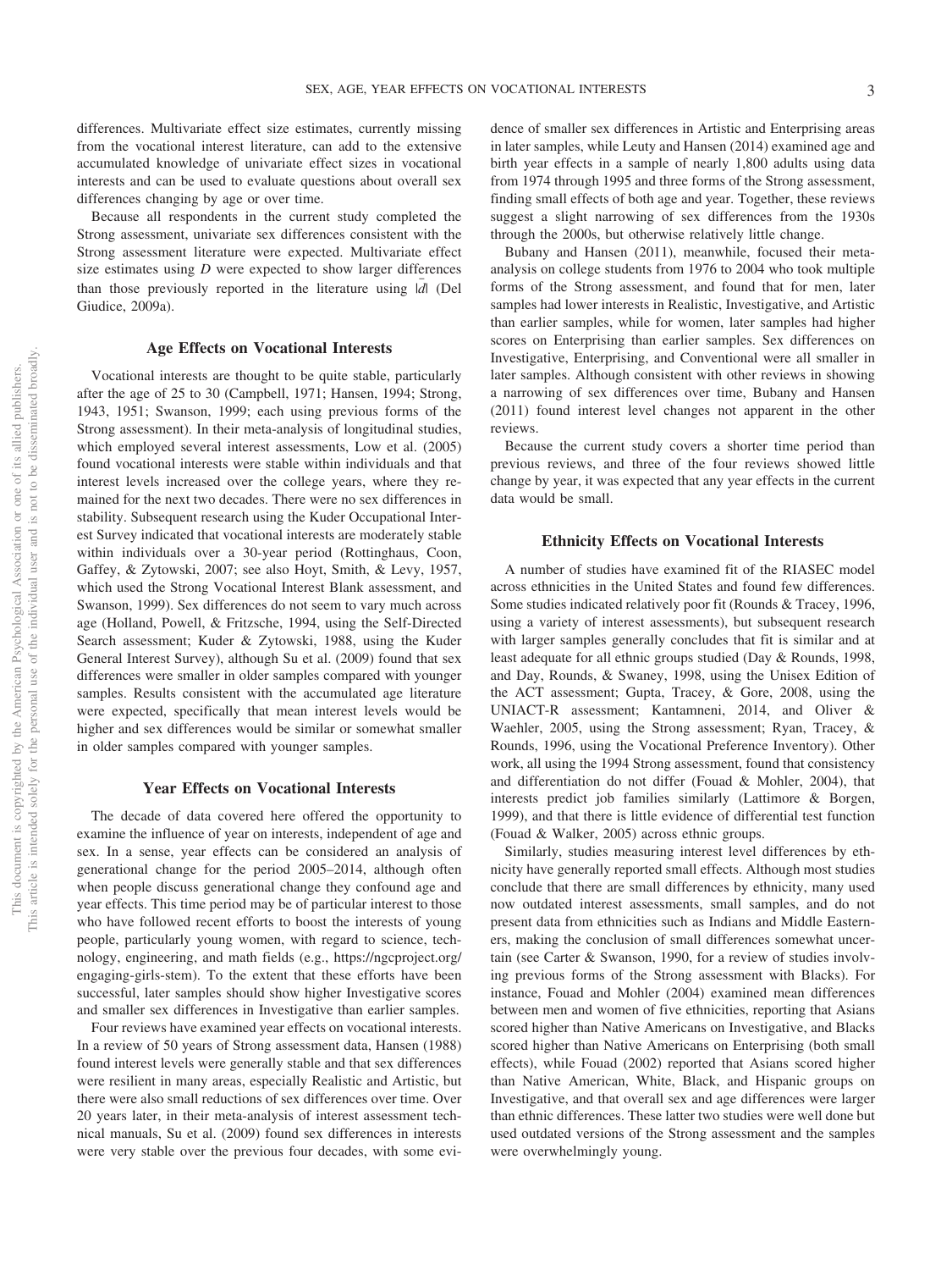differences. Multivariate effect size estimates, currently missing from the vocational interest literature, can add to the extensive accumulated knowledge of univariate effect sizes in vocational interests and can be used to evaluate questions about overall sex differences changing by age or over time.

Because all respondents in the current study completed the Strong assessment, univariate sex differences consistent with the Strong assessment literature were expected. Multivariate effect size estimates using *D* were expected to show larger differences than those previously reported in the literature using $|\bar{d}|$ (Del Giudice, 2009a).

## Age Effects on Vocational Interests

Vocational interests are thought to be quite stable, particularly after the age of 25 to 30 (Campbell, 1971; Hansen, 1994; Strong, 1943, 1951; Swanson, 1999; each using previous forms of the Strong assessment). In their meta-analysis of longitudinal studies, which employed several interest assessments, Low et al. (2005) found vocational interests were stable within individuals and that interest levels increased over the college years, where they remained for the next two decades. There were no sex differences in stability. Subsequent research using the Kuder Occupational Interest Survey indicated that vocational interests are moderately stable within individuals over a 30-year period (Rottinghaus, Coon, Gaffey, & Zytowski, 2007; see also Hoyt, Smith, & Levy, 1957, which used the Strong Vocational Interest Blank assessment, and Swanson, 1999). Sex differences do not seem to vary much across age (Holland, Powell, & Fritzsche, 1994, using the Self-Directed Search assessment; Kuder & Zytowski, 1988, using the Kuder General Interest Survey), although Su et al. (2009) found that sex differences were smaller in older samples compared with younger samples. Results consistent with the accumulated age literature were expected, specifically that mean interest levels would be higher and sex differences would be similar or somewhat smaller in older samples compared with younger samples.

## Year Effects on Vocational Interests

The decade of data covered here offered the opportunity to examine the influence of year on interests, independent of age and sex. In a sense, year effects can be considered an analysis of generational change for the period 2005–2014, although often when people discuss generational change they confound age and year effects. This time period may be of particular interest to those who have followed recent efforts to boost the interests of young people, particularly young women, with regard to science, technology, engineering, and math fields (e.g., https://ngcproject.org/engaging-girls-stem). To the extent that these efforts have been successful, later samples should show higher Investigative scores and smaller sex differences in Investigative than earlier samples.

Four reviews have examined year effects on vocational interests. In a review of 50 years of Strong assessment data, Hansen (1988) found interest levels were generally stable and that sex differences were resilient in many areas, especially Realistic and Artistic, but there were also small reductions of sex differences over time. Over 20 years later, in their meta-analysis of interest assessment technical manuals, Su et al. (2009) found sex differences in interests were very stable over the previous four decades, with some evidence of smaller sex differences in Artistic and Enterprising areas in later samples, while Leuty and Hansen (2014) examined age and birth year effects in a sample of nearly 1,800 adults using data from 1974 through 1995 and three forms of the Strong assessment, finding small effects of both age and year. Together, these reviews suggest a slight narrowing of sex differences from the 1930s through the 2000s, but otherwise relatively little change.

Bubany and Hansen (2011), meanwhile, focused their meta-analysis on college students from 1976 to 2004 who took multiple forms of the Strong assessment, and found that for men, later samples had lower interests in Realistic, Investigative, and Artistic than earlier samples, while for women, later samples had higher scores on Enterprising than earlier samples. Sex differences on Investigative, Enterprising, and Conventional were all smaller in later samples. Although consistent with other reviews in showing a narrowing of sex differences over time, Bubany and Hansen (2011) found interest level changes not apparent in the other reviews.

Because the current study covers a shorter time period than previous reviews, and three of the four reviews showed little change by year, it was expected that any year effects in the current data would be small.

## Ethnicity Effects on Vocational Interests

A number of studies have examined fit of the RIASEC model across ethnicities in the United States and found few differences. Some studies indicated relatively poor fit (Rounds & Tracey, 1996, using a variety of interest assessments), but subsequent research with larger samples generally concludes that fit is similar and at least adequate for all ethnic groups studied (Day & Rounds, 1998, and Day, Rounds, & Swaney, 1998, using the Unisex Edition of the ACT assessment; Gupta, Tracey, & Gore, 2008, using the UNIACT-R assessment; Kantamneni, 2014, and Oliver & Waehler, 2005, using the Strong assessment; Ryan, Tracey, & Rounds, 1996, using the Vocational Preference Inventory). Other work, all using the 1994 Strong assessment, found that consistency and differentiation do not differ (Fouad & Mohler, 2004), that interests predict job families similarly (Lattimore & Borgen, 1999), and that there is little evidence of differential test function (Fouad & Walker, 2005) across ethnic groups.

Similarly, studies measuring interest level differences by ethnicity have generally reported small effects. Although most studies conclude that there are small differences by ethnicity, many used now outdated interest assessments, small samples, and do not present data from ethnicities such as Indians and Middle Easterners, making the conclusion of small differences somewhat uncertain (see Carter & Swanson, 1990, for a review of studies involving previous forms of the Strong assessment with Blacks). For instance, Fouad and Mohler (2004) examined mean differences between men and women of five ethnicities, reporting that Asians scored higher than Native Americans on Investigative, and Blacks scored higher than Native Americans on Enterprising (both small effects), while Fouad (2002) reported that Asians scored higher than Native American, White, Black, and Hispanic groups on Investigative, and that overall sex and age differences were larger than ethnic differences. These latter two studies were well done but used outdated versions of the Strong assessment and the samples were overwhelmingly young.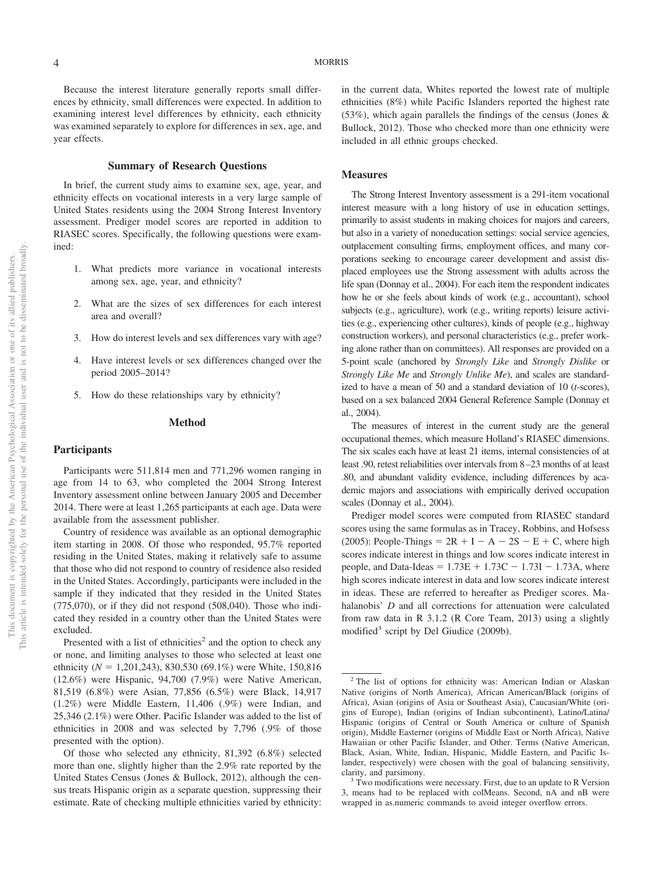Because the interest literature generally reports small differences by ethnicity, small differences were expected. In addition to examining interest level differences by ethnicity, each ethnicity was examined separately to explore for differences in sex, age, and year effects.

### Summary of Research Questions

In brief, the current study aims to examine sex, age, year, and ethnicity effects on vocational interests in a very large sample of United States residents using the 2004 Strong Interest Inventory assessment. Prediger model scores are reported in addition to RIASEC scores. Specifically, the following questions were examined:

1. What predicts more variance in vocational interests among sex, age, year, and ethnicity?
2. What are the sizes of sex differences for each interest area and overall?
3. How do interest levels and sex differences vary with age?
4. Have interest levels or sex differences changed over the period 2005–2014?
5. How do these relationships vary by ethnicity?

## Method

### Participants

Participants were 511,814 men and 771,296 women ranging in age from 14 to 63, who completed the 2004 Strong Interest Inventory assessment online between January 2005 and December 2014. There were at least 1,265 participants at each age. Data were available from the assessment publisher.

Country of residence was available as an optional demographic item starting in 2008. Of those who responded, 95.7% reported residing in the United States, making it relatively safe to assume that those who did not respond to country of residence also resided in the United States. Accordingly, participants were included in the sample if they indicated that they resided in the United States (775,070), or if they did not respond (508,040). Those who indicated they resided in a country other than the United States were excluded.

Presented with a list of ethnicities[2] and the option to check any or none, and limiting analyses to those who selected at least one ethnicity ($N = 1,201,243$), 830,530 (69.1%) were White, 150,816 (12.6%) were Hispanic, 94,700 (7.9%) were Native American, 81,519 (6.8%) were Asian, 77,856 (6.5%) were Black, 14,917 (1.2%) were Middle Eastern, 11,406 (.9%) were Indian, and 25,346 (2.1%) were Other. Pacific Islander was added to the list of ethnicities in 2008 and was selected by 7,796 (.9% of those presented with the option).

Of those who selected any ethnicity, 81,392 (6.8%) selected more than one, slightly higher than the 2.9% rate reported by the United States Census (Jones & Bullock, 2012), although the census treats Hispanic origin as a separate question, suppressing their estimate. Rate of checking multiple ethnicities varied by ethnicity: in the current data, Whites reported the lowest rate of multiple ethnicities (8%) while Pacific Islanders reported the highest rate (53%), which again parallels the findings of the census (Jones & Bullock, 2012). Those who checked more than one ethnicity were included in all ethnic groups checked.

### Measures

The Strong Interest Inventory assessment is a 291-item vocational interest measure with a long history of use in education settings, primarily to assist students in making choices for majors and careers, but also in a variety of noneducation settings: social service agencies, outplacement consulting firms, employment offices, and many corporations seeking to encourage career development and assist displaced employees use the Strong assessment with adults across the life span (Donnay et al., 2004). For each item the respondent indicates how he or she feels about kinds of work (e.g., accountant), school subjects (e.g., agriculture), work (e.g., writing reports) leisure activities (e.g., experiencing other cultures), kinds of people (e.g., highway construction workers), and personal characteristics (e.g., prefer working alone rather than on committees). All responses are provided on a 5-point scale (anchored by *Strongly Like* and *Strongly Dislike* or *Strongly Like Me* and *Strongly Unlike Me*), and scales are standardized to have a mean of 50 and a standard deviation of 10 (*t*-scores), based on a sex balanced 2004 General Reference Sample (Donnay et al., 2004).

The measures of interest in the current study are the general occupational themes, which measure Holland's RIASEC dimensions. The six scales each have at least 21 items, internal consistencies of at least .90, retest reliabilities over intervals from 8–23 months of at least .80, and abundant validity evidence, including differences by academic majors and associations with empirically derived occupation scales (Donnay et al., 2004).

Prediger model scores were computed from RIASEC standard scores using the same formulas as in Tracey, Robbins, and Hofsess (2005): People-Things $= 2R + I - A - 2S - E + C$, where high scores indicate interest in things and low scores indicate interest in people, and Data-Ideas $= 1.73E + 1.73C - 1.73I - 1.73A$, where high scores indicate interest in data and low scores indicate interest in ideas. These are referred to hereafter as Prediger scores. Mahalanobis' *D* and all corrections for attenuation were calculated from raw data in R 3.1.2 (R Core Team, 2013) using a slightly modified[3] script by Del Giudice (2009b).

---

[2] The list of options for ethnicity was: American Indian or Alaskan Native (origins of North America), African American/Black (origins of Africa), Asian (origins of Asia or Southeast Asia), Caucasian/White (origins of Europe), Indian (origins of Indian subcontinent), Latino/Latina/Hispanic (origins of Central or South America or culture of Spanish origin), Middle Easterner (origins of Middle East or North Africa), Native Hawaiian or other Pacific Islander, and Other. Terms (Native American, Black, Asian, White, Indian, Hispanic, Middle Eastern, and Pacific Islander, respectively) were chosen with the goal of balancing sensitivity, clarity, and parsimony.

[3] Two modifications were necessary. First, due to an update to R Version 3, means had to be replaced with colMeans. Second, nA and nB were wrapped in as.numeric commands to avoid integer overflow errors.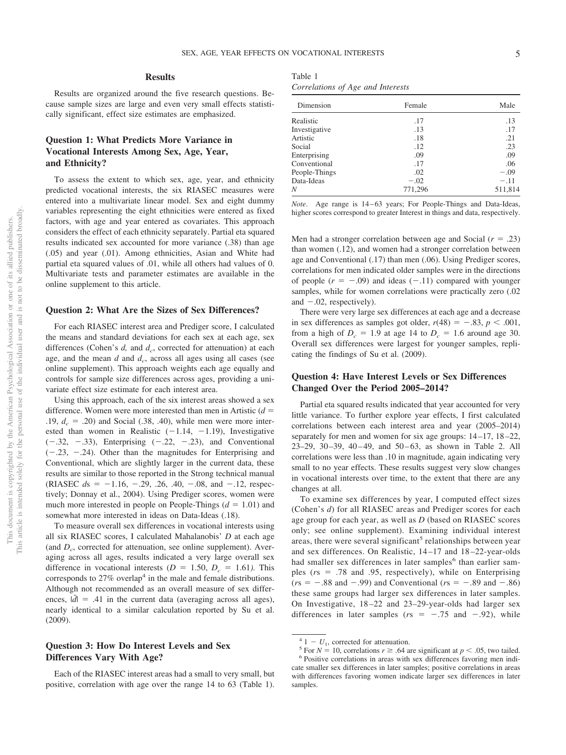## Results

Results are organized around the five research questions. Because sample sizes are large and even very small effects statistically significant, effect size estimates are emphasized.

### Question 1: What Predicts More Variance in Vocational Interests Among Sex, Age, Year, and Ethnicity?

To assess the extent to which sex, age, year, and ethnicity predicted vocational interests, the six RIASEC measures were entered into a multivariate linear model. Sex and eight dummy variables representing the eight ethnicities were entered as fixed factors, with age and year entered as covariates. This approach considers the effect of each ethnicity separately. Partial eta squared results indicated sex accounted for more variance (.38) than age (.05) and year (.01). Among ethnicities, Asian and White had partial eta squared values of .01, while all others had values of 0. Multivariate tests and parameter estimates are available in the online supplement to this article.

### Question 2: What Are the Sizes of Sex Differences?

For each RIASEC interest area and Prediger score, I calculated the means and standard deviations for each sex at each age, sex differences (Cohen's $d$, and $d_c$, corrected for attenuation) at each age, and the mean $d$ and $d_c$ across all ages using all cases (see online supplement). This approach weights each age equally and controls for sample size differences across ages, providing a univariate effect size estimate for each interest area.

Using this approach, each of the six interest areas showed a sex difference. Women were more interested than men in Artistic ($d$ = .19, $d_c$ = .20) and Social (.38, .40), while men were more interested than women in Realistic (−1.14, −1.19), Investigative (−.32, −.33), Enterprising (−.22, −.23), and Conventional (−.23, −.24). Other than the magnitudes for Enterprising and Conventional, which are slightly larger in the current data, these results are similar to those reported in the Strong technical manual (RIASEC $d$s = −1.16, −.29, .26, .40, −.08, and −.12, respectively; Donnay et al., 2004). Using Prediger scores, women were much more interested in people on People-Things ($d$ = 1.01) and somewhat more interested in ideas on Data-Ideas (.18).

To measure overall sex differences in vocational interests using all six RIASEC scores, I calculated Mahalanobis' $D$ at each age (and $D_c$, corrected for attenuation, see online supplement). Averaging across all ages, results indicated a very large overall sex difference in vocational interests ($D$ = 1.50, $D_c$ = 1.61). This corresponds to 27% overlap[4] in the male and female distributions. Although not recommended as an overall measure of sex differences, $|\bar{d}|$ = .41 in the current data (averaging across all ages), nearly identical to a similar calculation reported by Su et al. (2009).

### Question 3: How Do Interest Levels and Sex Differences Vary With Age?

Each of the RIASEC interest areas had a small to very small, but positive, correlation with age over the range 14 to 63 (Table 1).

Table 1
*Correlations of Age and Interests*

| Dimension | Female | Male |
|---|---|---|
| Realistic | .17 | .13 |
| Investigative | .13 | .17 |
| Artistic | .18 | .21 |
| Social | .12 | .23 |
| Enterprising | .09 | .09 |
| Conventional | .17 | .06 |
| People-Things | .02 | −.09 |
| Data-Ideas | −.02 | −.11 |
| $N$ | 771,296 | 511,814 |

*Note*. Age range is 14–63 years; For People-Things and Data-Ideas, higher scores correspond to greater Interest in things and data, respectively.

Men had a stronger correlation between age and Social ($r$ = .23) than women (.12), and women had a stronger correlation between age and Conventional (.17) than men (.06). Using Prediger scores, correlations for men indicated older samples were in the directions of people ($r$ = −.09) and ideas (−.11) compared with younger samples, while for women correlations were practically zero (.02 and −.02, respectively).

There were very large sex differences at each age and a decrease in sex differences as samples got older, $r(48) = -.83$, $p < .001$, from a high of $D_c$ = 1.9 at age 14 to $D_c$ = 1.6 around age 30. Overall sex differences were largest for younger samples, replicating the findings of Su et al. (2009).

### Question 4: Have Interest Levels or Sex Differences Changed Over the Period 2005–2014?

Partial eta squared results indicated that year accounted for very little variance. To further explore year effects, I first calculated correlations between each interest area and year (2005–2014) separately for men and women for six age groups: 14–17, 18–22, 23–29, 30–39, 40–49, and 50–63, as shown in Table 2. All correlations were less than .10 in magnitude, again indicating very small to no year effects. These results suggest very slow changes in vocational interests over time, to the extent that there are any changes at all.

To examine sex differences by year, I computed effect sizes (Cohen's $d$) for all RIASEC areas and Prediger scores for each age group for each year, as well as $D$ (based on RIASEC scores only; see online supplement). Examining individual interest areas, there were several significant[5] relationships between year and sex differences. On Realistic, 14–17 and 18–22-year-olds had smaller sex differences in later samples[6] than earlier samples ($r$s = .78 and .95, respectively), while on Enterprising ($r$s = −.88 and −.99) and Conventional ($r$s = −.89 and −.86) these same groups had larger sex differences in later samples. On Investigative, 18–22 and 23–29-year-olds had larger sex differences in later samples ($r$s = −.75 and −.92), while

[4] $1 - U_1$, corrected for attenuation.

[5] For $N$ = 10, correlations $r \geq .64$ are significant at $p < .05$, two tailed.

[6] Positive correlations in areas with sex differences favoring men indicate smaller sex differences in later samples; positive correlations in areas with differences favoring women indicate larger sex differences in later samples.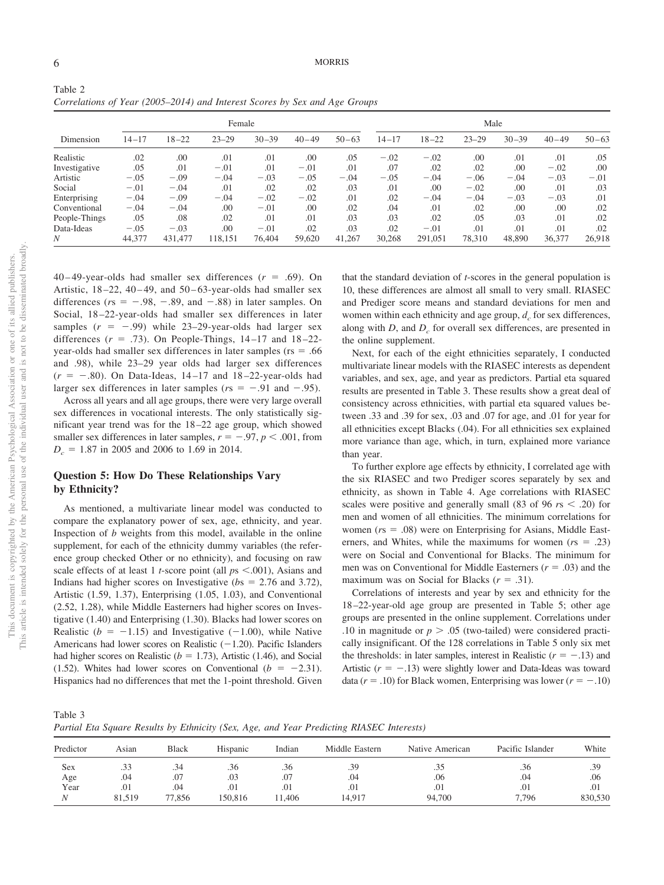Table 2
*Correlations of Year (2005–2014) and Interest Scores by Sex and Age Groups*

| Dimension | Female | | | | | | Male | | | | | |
|---|---|---|---|---|---|---|---|---|---|---|---|---|
| | 14–17 | 18–22 | 23–29 | 30–39 | 40–49 | 50–63 | 14–17 | 18–22 | 23–29 | 30–39 | 40–49 | 50–63 |
| Realistic | .02 | .00 | .01 | .01 | .00 | .05 | −.02 | −.02 | .00 | .01 | .01 | .05 |
| Investigative | .05 | .01 | −.01 | .01 | −.01 | .01 | .07 | .02 | .02 | .00 | −.02 | .00 |
| Artistic | −.05 | −.09 | −.04 | −.03 | −.05 | −.04 | −.05 | −.04 | −.06 | −.04 | −.03 | −.01 |
| Social | −.01 | −.04 | .01 | .02 | .02 | .03 | .01 | .00 | −.02 | .00 | .01 | .03 |
| Enterprising | −.04 | −.09 | −.04 | −.02 | −.02 | .01 | .02 | −.04 | −.04 | −.03 | −.03 | .01 |
| Conventional | −.04 | −.04 | .00 | −.01 | .00 | .02 | .04 | .01 | .02 | .00 | .00 | .02 |
| People-Things | .05 | .08 | .02 | .01 | .01 | .03 | .03 | .02 | .05 | .03 | .01 | .02 |
| Data-Ideas | −.05 | −.03 | .00 | −.01 | .02 | .03 | .02 | −.01 | .01 | .01 | .01 | .02 |
| $N$ | 44,377 | 431,477 | 118,151 | 76,404 | 59,620 | 41,267 | 30,268 | 291,051 | 78,310 | 48,890 | 36,377 | 26,918 |

40–49-year-olds had smaller sex differences ($r = .69$). On Artistic, 18–22, 40–49, and 50–63-year-olds had smaller sex differences ($rs = -.98$, $-.89$, and $-.88$) in later samples. On Social, 18–22-year-olds had smaller sex differences in later samples ($r = -.99$) while 23–29-year-olds had larger sex differences ($r = .73$). On People-Things, 14–17 and 18–22-year-olds had smaller sex differences in later samples (rs = .66 and .98), while 23–29 year olds had larger sex differences ($r = -.80$). On Data-Ideas, 14–17 and 18–22-year-olds had larger sex differences in later samples ($rs = -.91$ and $-.95$).

Across all years and all age groups, there were very large overall sex differences in vocational interests. The only statistically significant year trend was for the 18–22 age group, which showed smaller sex differences in later samples, $r = -.97$, $p < .001$, from $D_c = 1.87$ in 2005 and 2006 to 1.69 in 2014.

## Question 5: How Do These Relationships Vary by Ethnicity?

As mentioned, a multivariate linear model was conducted to compare the explanatory power of sex, age, ethnicity, and year. Inspection of $b$ weights from this model, available in the online supplement, for each of the ethnicity dummy variables (the reference group checked Other or no ethnicity), and focusing on raw scale effects of at least 1 $t$-score point (all $ps < .001$), Asians and Indians had higher scores on Investigative ($bs = 2.76$ and 3.72), Artistic (1.59, 1.37), Enterprising (1.05, 1.03), and Conventional (2.52, 1.28), while Middle Easterners had higher scores on Investigative (1.40) and Enterprising (1.30). Blacks had lower scores on Realistic ($b = -1.15$) and Investigative ($-1.00$), while Native Americans had lower scores on Realistic ($-1.20$). Pacific Islanders had higher scores on Realistic ($b = 1.73$), Artistic (1.46), and Social (1.52). Whites had lower scores on Conventional ($b = -2.31$). Hispanics had no differences that met the 1-point threshold. Given that the standard deviation of $t$-scores in the general population is 10, these differences are almost all small to very small. RIASEC and Prediger score means and standard deviations for men and women within each ethnicity and age group, $d_c$ for sex differences, along with $D$, and $D_c$ for overall sex differences, are presented in the online supplement.

Next, for each of the eight ethnicities separately, I conducted multivariate linear models with the RIASEC interests as dependent variables, and sex, age, and year as predictors. Partial eta squared results are presented in Table 3. These results show a great deal of consistency across ethnicities, with partial eta squared values between .33 and .39 for sex, .03 and .07 for age, and .01 for year for all ethnicities except Blacks (.04). For all ethnicities sex explained more variance than age, which, in turn, explained more variance than year.

To further explore age effects by ethnicity, I correlated age with the six RIASEC and two Prediger scores separately by sex and ethnicity, as shown in Table 4. Age correlations with RIASEC scales were positive and generally small (83 of 96 $rs < .20$) for men and women of all ethnicities. The minimum correlations for women ($rs = .08$) were on Enterprising for Asians, Middle Easterners, and Whites, while the maximums for women ($rs = .23$) were on Social and Conventional for Blacks. The minimum for men was on Conventional for Middle Easterners ($r = .03$) and the maximum was on Social for Blacks ($r = .31$).

Correlations of interests and year by sex and ethnicity for the 18–22-year-old age group are presented in Table 5; other age groups are presented in the online supplement. Correlations under .10 in magnitude or $p > .05$ (two-tailed) were considered practically insignificant. Of the 128 correlations in Table 5 only six met the thresholds: in later samples, interest in Realistic ($r = -.13$) and Artistic ($r = -.13$) were slightly lower and Data-Ideas was toward data ($r = .10$) for Black women, Enterprising was lower ($r = -.10$)

Table 3
*Partial Eta Square Results by Ethnicity (Sex, Age, and Year Predicting RIASEC Interests)*

| Predictor | Asian | Black | Hispanic | Indian | Middle Eastern | Native American | Pacific Islander | White |
|---|---|---|---|---|---|---|---|---|
| Sex | .33 | .34 | .36 | .36 | .39 | .35 | .36 | .39 |
| Age | .04 | .07 | .03 | .07 | .04 | .06 | .04 | .06 |
| Year | .01 | .04 | .01 | .01 | .01 | .01 | .01 | .01 |
| $N$ | 81,519 | 77,856 | 150,816 | 11,406 | 14,917 | 94,700 | 7,796 | 830,530 |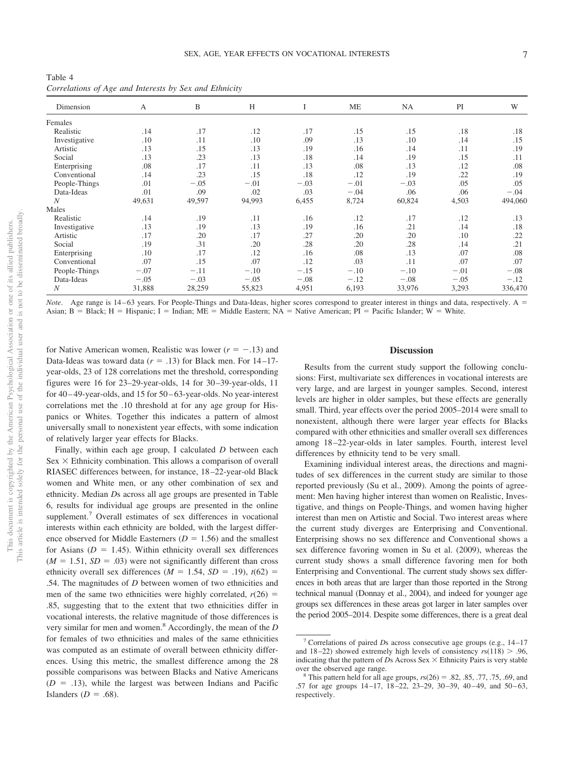Table 4
*Correlations of Age and Interests by Sex and Ethnicity*

| Dimension | A | B | H | I | ME | NA | PI | W |
|---|---|---|---|---|---|---|---|---|
| Females | | | | | | | | |
| Realistic | .14 | .17 | .12 | .17 | .15 | .15 | .18 | .18 |
| Investigative | .10 | .11 | .10 | .09 | .13 | .10 | .14 | .15 |
| Artistic | .13 | .15 | .13 | .19 | .16 | .14 | .11 | .19 |
| Social | .13 | .23 | .13 | .18 | .14 | .19 | .15 | .11 |
| Enterprising | .08 | .17 | .11 | .13 | .08 | .13 | .12 | .08 |
| Conventional | .14 | .23 | .15 | .18 | .12 | .19 | .22 | .19 |
| People-Things | .01 | −.05 | −.01 | −.03 | −.01 | −.03 | .05 | .05 |
| Data-Ideas | .01 | .09 | .02 | .03 | −.04 | .06 | .06 | −.04 |
| *N* | 49,631 | 49,597 | 94,993 | 6,455 | 8,724 | 60,824 | 4,503 | 494,060 |
| Males | | | | | | | | |
| Realistic | .14 | .19 | .11 | .16 | .12 | .17 | .12 | .13 |
| Investigative | .13 | .19 | .13 | .19 | .16 | .21 | .14 | .18 |
| Artistic | .17 | .20 | .17 | .27 | .20 | .20 | .10 | .22 |
| Social | .19 | .31 | .20 | .28 | .20 | .28 | .14 | .21 |
| Enterprising | .10 | .17 | .12 | .16 | .08 | .13 | .07 | .08 |
| Conventional | .07 | .15 | .07 | .12 | .03 | .11 | .07 | .07 |
| People-Things | −.07 | −.11 | −.10 | −.15 | −.10 | −.10 | −.01 | −.08 |
| Data-Ideas | −.05 | −.03 | −.05 | −.08 | −.12 | −.08 | −.05 | −.12 |
| *N* | 31,888 | 28,259 | 55,823 | 4,951 | 6,193 | 33,976 | 3,293 | 336,470 |

*Note*. Age range is 14–63 years. For People-Things and Data-Ideas, higher scores correspond to greater interest in things and data, respectively. A = Asian; B = Black; H = Hispanic; I = Indian; ME = Middle Eastern; NA = Native American; PI = Pacific Islander; W = White.

for Native American women, Realistic was lower ($r = -.13$) and Data-Ideas was toward data ($r = .13$) for Black men. For 14–17-year-olds, 23 of 128 correlations met the threshold, corresponding figures were 16 for 23–29-year-olds, 14 for 30–39-year-olds, 11 for 40–49-year-olds, and 15 for 50–63-year-olds. No year-interest correlations met the .10 threshold at for any age group for Hispanics or Whites. Together this indicates a pattern of almost universally small to nonexistent year effects, with some indication of relatively larger year effects for Blacks.

Finally, within each age group, I calculated $D$ between each Sex × Ethnicity combination. This allows a comparison of overall RIASEC differences between, for instance, 18–22-year-old Black women and White men, or any other combination of sex and ethnicity. Median $D$s across all age groups are presented in Table 6, results for individual age groups are presented in the online supplement.[7] Overall estimates of sex differences in vocational interests within each ethnicity are bolded, with the largest difference observed for Middle Easterners ($D = 1.56$) and the smallest for Asians ($D = 1.45$). Within ethnicity overall sex differences ($M = 1.51$, $SD = .03$) were not significantly different than cross ethnicity overall sex differences ($M = 1.54$, $SD = .19$), $t(62) = .54$. The magnitudes of $D$ between women of two ethnicities and men of the same two ethnicities were highly correlated, $r(26) = .85$, suggesting that to the extent that two ethnicities differ in vocational interests, the relative magnitude of those differences is very similar for men and women.[8] Accordingly, the mean of the $D$ for females of two ethnicities and males of the same ethnicities was computed as an estimate of overall between ethnicity differences. Using this metric, the smallest difference among the 28 possible comparisons was between Blacks and Native Americans ($D = .13$), while the largest was between Indians and Pacific Islanders ($D = .68$).

## Discussion

Results from the current study support the following conclusions: First, multivariate sex differences in vocational interests are very large, and are largest in younger samples. Second, interest levels are higher in older samples, but these effects are generally small. Third, year effects over the period 2005–2014 were small to nonexistent, although there were larger year effects for Blacks compared with other ethnicities and smaller overall sex differences among 18–22-year-olds in later samples. Fourth, interest level differences by ethnicity tend to be very small.

Examining individual interest areas, the directions and magnitudes of sex differences in the current study are similar to those reported previously (Su et al., 2009). Among the points of agreement: Men having higher interest than women on Realistic, Investigative, and things on People-Things, and women having higher interest than men on Artistic and Social. Two interest areas where the current study diverges are Enterprising and Conventional. Enterprising shows no sex difference and Conventional shows a sex difference favoring women in Su et al. (2009), whereas the current study shows a small difference favoring men for both Enterprising and Conventional. The current study shows sex differences in both areas that are larger than those reported in the Strong technical manual (Donnay et al., 2004), and indeed for younger age groups sex differences in these areas got larger in later samples over the period 2005–2014. Despite some differences, there is a great deal

[7] Correlations of paired $D$s across consecutive age groups (e.g., 14–17 and 18–22) showed extremely high levels of consistency $rs(118) > .96$, indicating that the pattern of $D$s Across Sex × Ethnicity Pairs is very stable over the observed age range.

[8] This pattern held for all age groups, $rs(26) = .82$, .85, .77, .75, .69, and .57 for age groups 14–17, 18–22, 23–29, 30–39, 40–49, and 50–63, respectively.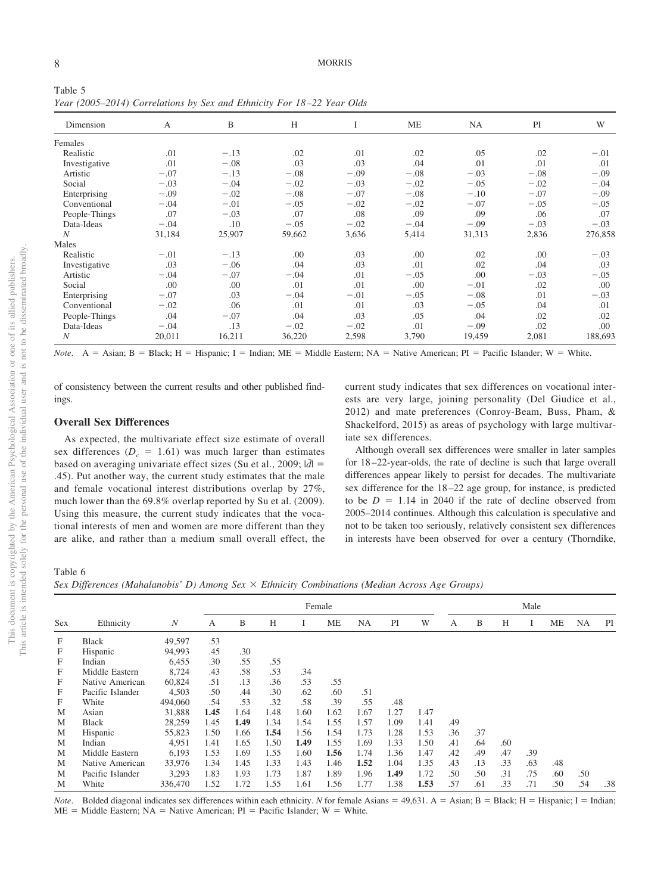Table 5
*Year (2005–2014) Correlations by Sex and Ethnicity For 18–22 Year Olds*

| Dimension | A | B | H | I | ME | NA | PI | W |
|---|---|---|---|---|---|---|---|---|
| Females | | | | | | | | |
| Realistic | .01 | −.13 | .02 | .01 | .02 | .05 | .02 | −.01 |
| Investigative | .01 | −.08 | .03 | .03 | .04 | .01 | .01 | .01 |
| Artistic | −.07 | −.13 | −.08 | −.09 | −.08 | −.03 | −.08 | −.09 |
| Social | −.03 | −.04 | −.02 | −.03 | −.02 | −.05 | −.02 | −.04 |
| Enterprising | −.09 | −.02 | −.08 | −.07 | −.08 | −.10 | −.07 | −.09 |
| Conventional | −.04 | −.01 | −.05 | −.02 | −.02 | −.07 | −.05 | −.05 |
| People-Things | .07 | −.03 | .07 | .08 | .09 | .09 | .06 | .07 |
| Data-Ideas | −.04 | .10 | −.05 | −.02 | −.04 | −.09 | −.03 | −.03 |
| *N* | 31,184 | 25,907 | 59,662 | 3,636 | 5,414 | 31,313 | 2,836 | 276,858 |
| Males | | | | | | | | |
| Realistic | −.01 | −.13 | .00 | .03 | .00 | .02 | .00 | −.03 |
| Investigative | .03 | −.06 | .04 | .03 | .01 | .02 | .04 | .03 |
| Artistic | −.04 | −.07 | −.04 | .01 | −.05 | .00 | −.03 | −.05 |
| Social | .00 | .00 | .01 | .01 | .00 | −.01 | .02 | .00 |
| Enterprising | −.07 | .03 | −.04 | −.01 | −.05 | −.08 | .01 | −.03 |
| Conventional | −.02 | .06 | .01 | .01 | .03 | −.05 | .04 | .01 |
| People-Things | .04 | −.07 | .04 | .03 | .05 | .04 | .02 | .02 |
| Data-Ideas | −.04 | .13 | −.02 | −.02 | .01 | −.09 | .02 | .00 |
| *N* | 20,011 | 16,211 | 36,220 | 2,598 | 3,790 | 19,459 | 2,081 | 188,693 |

*Note*. A = Asian; B = Black; H = Hispanic; I = Indian; ME = Middle Eastern; NA = Native American; PI = Pacific Islander; W = White.

of consistency between the current results and other published findings.

### Overall Sex Differences

As expected, the multivariate effect size estimate of overall sex differences ($D_c$ = 1.61) was much larger than estimates based on averaging univariate effect sizes (Su et al., 2009; $|\bar{d}|$ = .45). Put another way, the current study estimates that the male and female vocational interest distributions overlap by 27%, much lower than the 69.8% overlap reported by Su et al. (2009). Using this measure, the current study indicates that the vocational interests of men and women are more different than they are alike, and rather than a medium small overall effect, the current study indicates that sex differences on vocational interests are very large, joining personality (Del Giudice et al., 2012) and mate preferences (Conroy-Beam, Buss, Pham, & Shackelford, 2015) as areas of psychology with large multivariate sex differences.

Although overall sex differences were smaller in later samples for 18–22-year-olds, the rate of decline is such that large overall differences appear likely to persist for decades. The multivariate sex difference for the 18–22 age group, for instance, is predicted to be $D$ = 1.14 in 2040 if the rate of decline observed from 2005–2014 continues. Although this calculation is speculative and not to be taken too seriously, relatively consistent sex differences in interests have been observed for over a century (Thorndike,

Table 6
*Sex Differences (Mahalanobis' D) Among Sex × Ethnicity Combinations (Median Across Age Groups)*

| | | | Female | | | | | | | | Male | | | | | | |
|---|---|---|---|---|---|---|---|---|---|---|---|---|---|---|---|---|---|
| Sex | Ethnicity | *N* | A | B | H | I | ME | NA | PI | W | A | B | H | I | ME | NA | PI |
| F | Black | 49,597 | .53 | | | | | | | | | | | | | | |
| F | Hispanic | 94,993 | .45 | .30 | | | | | | | | | | | | | |
| F | Indian | 6,455 | .30 | .55 | .55 | | | | | | | | | | | | |
| F | Middle Eastern | 8,724 | .43 | .58 | .53 | .34 | | | | | | | | | | | |
| F | Native American | 60,824 | .51 | .13 | .36 | .53 | .55 | | | | | | | | | | |
| F | Pacific Islander | 4,503 | .50 | .44 | .30 | .62 | .60 | .51 | | | | | | | | | |
| F | White | 494,060 | .54 | .53 | .32 | .58 | .39 | .55 | .48 | | | | | | | | |
| M | Asian | 31,888 | **1.45** | 1.64 | 1.48 | 1.60 | 1.62 | 1.67 | 1.27 | 1.47 | | | | | | | |
| M | Black | 28,259 | 1.45 | **1.49** | 1.34 | 1.54 | 1.55 | 1.57 | 1.09 | 1.41 | .49 | | | | | | |
| M | Hispanic | 55,823 | 1.50 | 1.66 | **1.54** | 1.56 | 1.54 | 1.73 | 1.28 | 1.53 | .36 | .37 | | | | | |
| M | Indian | 4,951 | 1.41 | 1.65 | 1.50 | **1.49** | 1.55 | 1.69 | 1.33 | 1.50 | .41 | .64 | .60 | | | | |
| M | Middle Eastern | 6,193 | 1.53 | 1.69 | 1.55 | 1.60 | **1.56** | 1.74 | 1.36 | 1.47 | .42 | .49 | .47 | .39 | | | |
| M | Native American | 33,976 | 1.34 | 1.45 | 1.33 | 1.43 | 1.46 | **1.52** | 1.04 | 1.35 | .43 | .13 | .33 | .63 | .48 | | |
| M | Pacific Islander | 3,293 | 1.83 | 1.93 | 1.73 | 1.87 | 1.89 | 1.96 | **1.49** | 1.72 | .50 | .50 | .31 | .75 | .60 | .50 | |
| M | White | 336,470 | 1.52 | 1.72 | 1.55 | 1.61 | 1.56 | 1.77 | 1.38 | **1.53** | .57 | .61 | .33 | .71 | .50 | .54 | .38 |

*Note*. Bolded diagonal indicates sex differences within each ethnicity. *N* for female Asians = 49,631. A = Asian; B = Black; H = Hispanic; I = Indian; ME = Middle Eastern; NA = Native American; PI = Pacific Islander; W = White.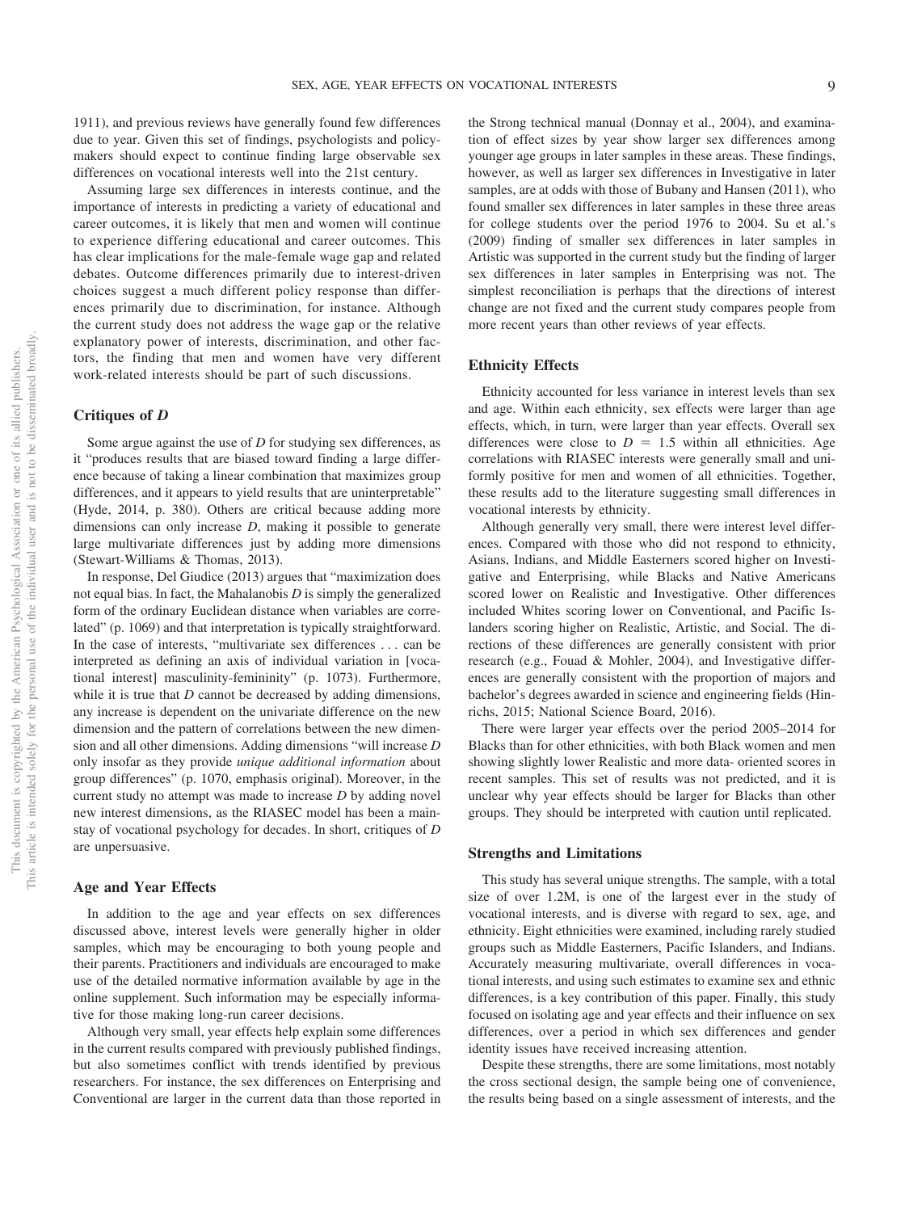1911), and previous reviews have generally found few differences due to year. Given this set of findings, psychologists and policymakers should expect to continue finding large observable sex differences on vocational interests well into the 21st century.

Assuming large sex differences in interests continue, and the importance of interests in predicting a variety of educational and career outcomes, it is likely that men and women will continue to experience differing educational and career outcomes. This has clear implications for the male-female wage gap and related debates. Outcome differences primarily due to interest-driven choices suggest a much different policy response than differences primarily due to discrimination, for instance. Although the current study does not address the wage gap or the relative explanatory power of interests, discrimination, and other factors, the finding that men and women have very different work-related interests should be part of such discussions.

### Critiques of *D*

Some argue against the use of *D* for studying sex differences, as it "produces results that are biased toward finding a large difference because of taking a linear combination that maximizes group differences, and it appears to yield results that are uninterpretable" (Hyde, 2014, p. 380). Others are critical because adding more dimensions can only increase *D*, making it possible to generate large multivariate differences just by adding more dimensions (Stewart-Williams & Thomas, 2013).

In response, Del Giudice (2013) argues that "maximization does not equal bias. In fact, the Mahalanobis *D* is simply the generalized form of the ordinary Euclidean distance when variables are correlated" (p. 1069) and that interpretation is typically straightforward. In the case of interests, "multivariate sex differences . . . can be interpreted as defining an axis of individual variation in [vocational interest] masculinity-femininity" (p. 1073). Furthermore, while it is true that *D* cannot be decreased by adding dimensions, any increase is dependent on the univariate difference on the new dimension and the pattern of correlations between the new dimension and all other dimensions. Adding dimensions "will increase *D* only insofar as they provide *unique additional information* about group differences" (p. 1070, emphasis original). Moreover, in the current study no attempt was made to increase *D* by adding novel new interest dimensions, as the RIASEC model has been a mainstay of vocational psychology for decades. In short, critiques of *D* are unpersuasive.

### Age and Year Effects

In addition to the age and year effects on sex differences discussed above, interest levels were generally higher in older samples, which may be encouraging to both young people and their parents. Practitioners and individuals are encouraged to make use of the detailed normative information available by age in the online supplement. Such information may be especially informative for those making long-run career decisions.

Although very small, year effects help explain some differences in the current results compared with previously published findings, but also sometimes conflict with trends identified by previous researchers. For instance, the sex differences on Enterprising and Conventional are larger in the current data than those reported in the Strong technical manual (Donnay et al., 2004), and examination of effect sizes by year show larger sex differences among younger age groups in later samples in these areas. These findings, however, as well as larger sex differences in Investigative in later samples, are at odds with those of Bubany and Hansen (2011), who found smaller sex differences in later samples in these three areas for college students over the period 1976 to 2004. Su et al.'s (2009) finding of smaller sex differences in later samples in Artistic was supported in the current study but the finding of larger sex differences in later samples in Enterprising was not. The simplest reconciliation is perhaps that the directions of interest change are not fixed and the current study compares people from more recent years than other reviews of year effects.

### Ethnicity Effects

Ethnicity accounted for less variance in interest levels than sex and age. Within each ethnicity, sex effects were larger than age effects, which, in turn, were larger than year effects. Overall sex differences were close to $D = 1.5$ within all ethnicities. Age correlations with RIASEC interests were generally small and uniformly positive for men and women of all ethnicities. Together, these results add to the literature suggesting small differences in vocational interests by ethnicity.

Although generally very small, there were interest level differences. Compared with those who did not respond to ethnicity, Asians, Indians, and Middle Easterners scored higher on Investigative and Enterprising, while Blacks and Native Americans scored lower on Realistic and Investigative. Other differences included Whites scoring lower on Conventional, and Pacific Islanders scoring higher on Realistic, Artistic, and Social. The directions of these differences are generally consistent with prior research (e.g., Fouad & Mohler, 2004), and Investigative differences are generally consistent with the proportion of majors and bachelor's degrees awarded in science and engineering fields (Hinrichs, 2015; National Science Board, 2016).

There were larger year effects over the period 2005–2014 for Blacks than for other ethnicities, with both Black women and men showing slightly lower Realistic and more data- oriented scores in recent samples. This set of results was not predicted, and it is unclear why year effects should be larger for Blacks than other groups. They should be interpreted with caution until replicated.

### Strengths and Limitations

This study has several unique strengths. The sample, with a total size of over 1.2M, is one of the largest ever in the study of vocational interests, and is diverse with regard to sex, age, and ethnicity. Eight ethnicities were examined, including rarely studied groups such as Middle Easterners, Pacific Islanders, and Indians. Accurately measuring multivariate, overall differences in vocational interests, and using such estimates to examine sex and ethnic differences, is a key contribution of this paper. Finally, this study focused on isolating age and year effects and their influence on sex differences, over a period in which sex differences and gender identity issues have received increasing attention.

Despite these strengths, there are some limitations, most notably the cross sectional design, the sample being one of convenience, the results being based on a single assessment of interests, and the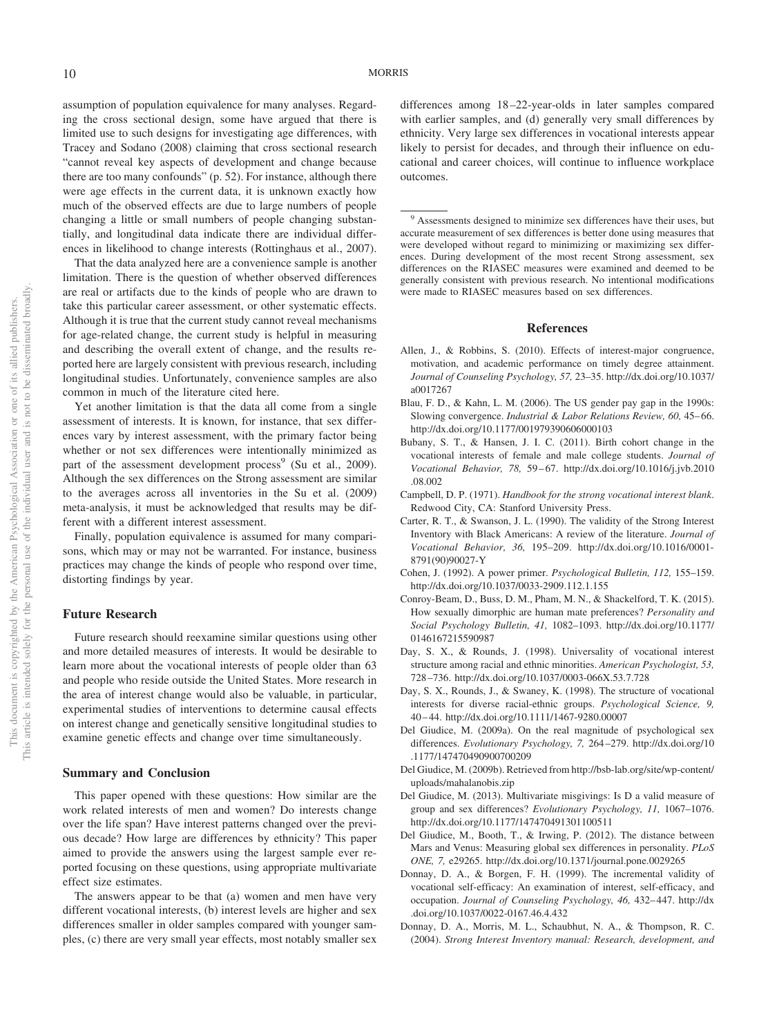assumption of population equivalence for many analyses. Regarding the cross sectional design, some have argued that there is limited use to such designs for investigating age differences, with Tracey and Sodano (2008) claiming that cross sectional research "cannot reveal key aspects of development and change because there are too many confounds" (p. 52). For instance, although there were age effects in the current data, it is unknown exactly how much of the observed effects are due to large numbers of people changing a little or small numbers of people changing substantially, and longitudinal data indicate there are individual differences in likelihood to change interests (Rottinghaus et al., 2007).

That the data analyzed here are a convenience sample is another limitation. There is the question of whether observed differences are real or artifacts due to the kinds of people who are drawn to take this particular career assessment, or other systematic effects. Although it is true that the current study cannot reveal mechanisms for age-related change, the current study is helpful in measuring and describing the overall extent of change, and the results reported here are largely consistent with previous research, including longitudinal studies. Unfortunately, convenience samples are also common in much of the literature cited here.

Yet another limitation is that the data all come from a single assessment of interests. It is known, for instance, that sex differences vary by interest assessment, with the primary factor being whether or not sex differences were intentionally minimized as part of the assessment development process[9] (Su et al., 2009). Although the sex differences on the Strong assessment are similar to the averages across all inventories in the Su et al. (2009) meta-analysis, it must be acknowledged that results may be different with a different interest assessment.

Finally, population equivalence is assumed for many comparisons, which may or may not be warranted. For instance, business practices may change the kinds of people who respond over time, distorting findings by year.

## Future Research

Future research should reexamine similar questions using other and more detailed measures of interests. It would be desirable to learn more about the vocational interests of people older than 63 and people who reside outside the United States. More research in the area of interest change would also be valuable, in particular, experimental studies of interventions to determine causal effects on interest change and genetically sensitive longitudinal studies to examine genetic effects and change over time simultaneously.

## Summary and Conclusion

This paper opened with these questions: How similar are the work related interests of men and women? Do interests change over the life span? Have interest patterns changed over the previous decade? How large are differences by ethnicity? This paper aimed to provide the answers using the largest sample ever reported focusing on these questions, using appropriate multivariate effect size estimates.

The answers appear to be that (a) women and men have very different vocational interests, (b) interest levels are higher and sex differences smaller in older samples compared with younger samples, (c) there are very small year effects, most notably smaller sex differences among 18–22-year-olds in later samples compared with earlier samples, and (d) generally very small differences by ethnicity. Very large sex differences in vocational interests appear likely to persist for decades, and through their influence on educational and career choices, will continue to influence workplace outcomes.

[9] Assessments designed to minimize sex differences have their uses, but accurate measurement of sex differences is better done using measures that were developed without regard to minimizing or maximizing sex differences. During development of the most recent Strong assessment, sex differences on the RIASEC measures were examined and deemed to be generally consistent with previous research. No intentional modifications were made to RIASEC measures based on sex differences.

## References

Allen, J., & Robbins, S. (2010). Effects of interest-major congruence, motivation, and academic performance on timely degree attainment. *Journal of Counseling Psychology, 57,* 23–35. http://dx.doi.org/10.1037/a0017267

Blau, F. D., & Kahn, L. M. (2006). The US gender pay gap in the 1990s: Slowing convergence. *Industrial & Labor Relations Review, 60,* 45–66. http://dx.doi.org/10.1177/001979390606000103

Bubany, S. T., & Hansen, J. I. C. (2011). Birth cohort change in the vocational interests of female and male college students. *Journal of Vocational Behavior, 78,* 59–67. http://dx.doi.org/10.1016/j.jvb.2010.08.002

Campbell, D. P. (1971). *Handbook for the strong vocational interest blank*. Redwood City, CA: Stanford University Press.

Carter, R. T., & Swanson, J. L. (1990). The validity of the Strong Interest Inventory with Black Americans: A review of the literature. *Journal of Vocational Behavior, 36,* 195–209. http://dx.doi.org/10.1016/0001-8791(90)90027-Y

Cohen, J. (1992). A power primer. *Psychological Bulletin, 112,* 155–159. http://dx.doi.org/10.1037/0033-2909.112.1.155

Conroy-Beam, D., Buss, D. M., Pham, M. N., & Shackelford, T. K. (2015). How sexually dimorphic are human mate preferences? *Personality and Social Psychology Bulletin, 41,* 1082–1093. http://dx.doi.org/10.1177/0146167215590987

Day, S. X., & Rounds, J. (1998). Universality of vocational interest structure among racial and ethnic minorities. *American Psychologist, 53,* 728–736. http://dx.doi.org/10.1037/0003-066X.53.7.728

Day, S. X., Rounds, J., & Swaney, K. (1998). The structure of vocational interests for diverse racial-ethnic groups. *Psychological Science, 9,* 40–44. http://dx.doi.org/10.1111/1467-9280.00007

Del Giudice, M. (2009a). On the real magnitude of psychological sex differences. *Evolutionary Psychology, 7,* 264–279. http://dx.doi.org/10.1177/147470490900700209

Del Giudice, M. (2009b). Retrieved from http://bsb-lab.org/site/wp-content/uploads/mahalanobis.zip

Del Giudice, M. (2013). Multivariate misgivings: Is D a valid measure of group and sex differences? *Evolutionary Psychology, 11,* 1067–1076. http://dx.doi.org/10.1177/147470491301100511

Del Giudice, M., Booth, T., & Irwing, P. (2012). The distance between Mars and Venus: Measuring global sex differences in personality. *PLoS ONE, 7,* e29265. http://dx.doi.org/10.1371/journal.pone.0029265

Donnay, D. A., & Borgen, F. H. (1999). The incremental validity of vocational self-efficacy: An examination of interest, self-efficacy, and occupation. *Journal of Counseling Psychology, 46,* 432–447. http://dx.doi.org/10.1037/0022-0167.46.4.432

Donnay, D. A., Morris, M. L., Schaubhut, N. A., & Thompson, R. C. (2004). *Strong Interest Inventory manual: Research, development, and*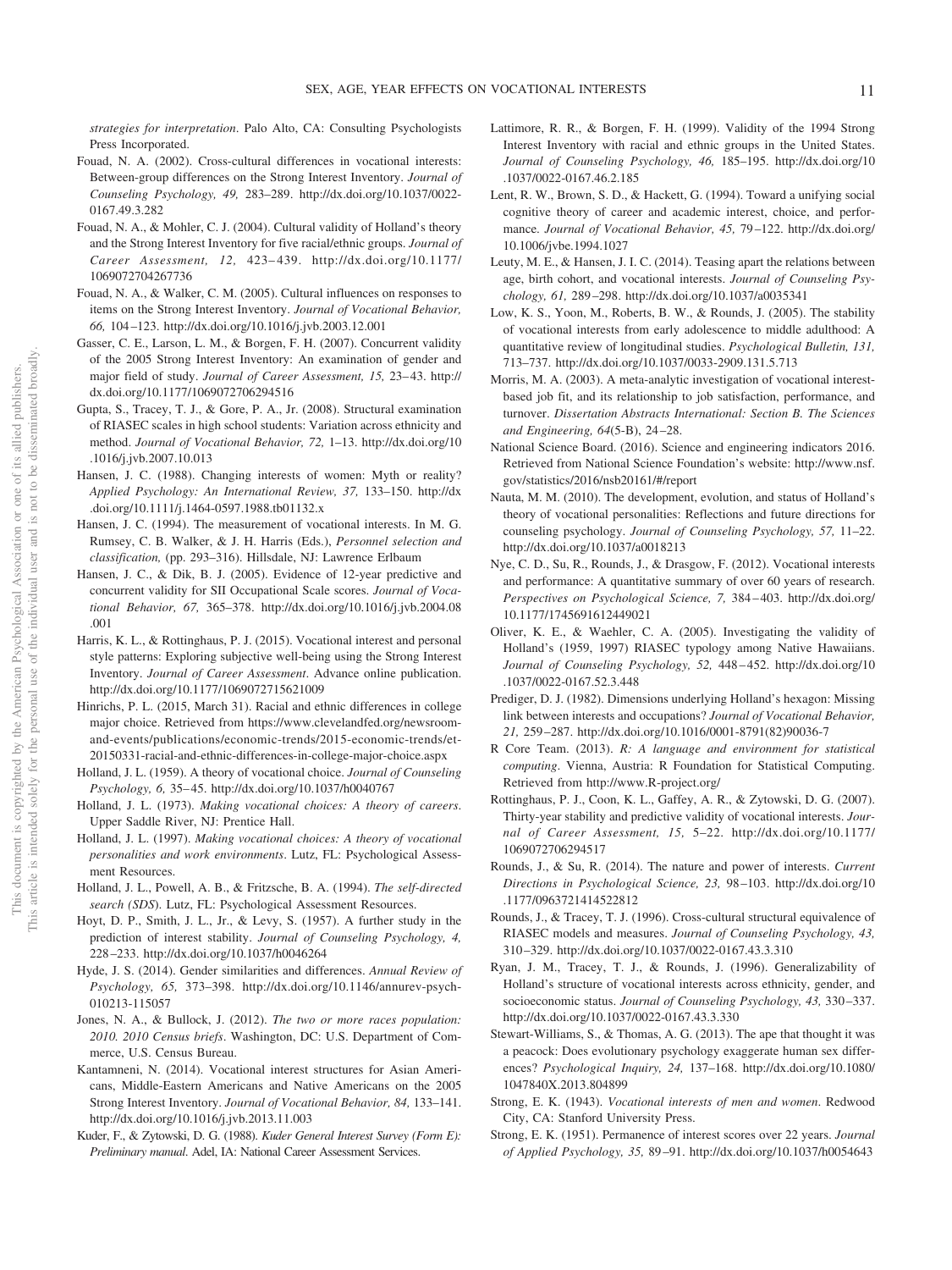*strategies for interpretation*. Palo Alto, CA: Consulting Psychologists Press Incorporated.

Fouad, N. A. (2002). Cross-cultural differences in vocational interests: Between-group differences on the Strong Interest Inventory. *Journal of Counseling Psychology, 49,* 283–289. http://dx.doi.org/10.1037/0022-0167.49.3.282

Fouad, N. A., & Mohler, C. J. (2004). Cultural validity of Holland's theory and the Strong Interest Inventory for five racial/ethnic groups. *Journal of Career Assessment, 12,* 423–439. http://dx.doi.org/10.1177/1069072704267736

Fouad, N. A., & Walker, C. M. (2005). Cultural influences on responses to items on the Strong Interest Inventory. *Journal of Vocational Behavior, 66,* 104–123. http://dx.doi.org/10.1016/j.jvb.2003.12.001

Gasser, C. E., Larson, L. M., & Borgen, F. H. (2007). Concurrent validity of the 2005 Strong Interest Inventory: An examination of gender and major field of study. *Journal of Career Assessment, 15,* 23–43. http://dx.doi.org/10.1177/1069072706294516

Gupta, S., Tracey, T. J., & Gore, P. A., Jr. (2008). Structural examination of RIASEC scales in high school students: Variation across ethnicity and method. *Journal of Vocational Behavior, 72,* 1–13. http://dx.doi.org/10.1016/j.jvb.2007.10.013

Hansen, J. C. (1988). Changing interests of women: Myth or reality? *Applied Psychology: An International Review, 37,* 133–150. http://dx.doi.org/10.1111/j.1464-0597.1988.tb01132.x

Hansen, J. C. (1994). The measurement of vocational interests. In M. G. Rumsey, C. B. Walker, & J. H. Harris (Eds.), *Personnel selection and classification,* (pp. 293–316). Hillsdale, NJ: Lawrence Erlbaum

Hansen, J. C., & Dik, B. J. (2005). Evidence of 12-year predictive and concurrent validity for SII Occupational Scale scores. *Journal of Vocational Behavior, 67,* 365–378. http://dx.doi.org/10.1016/j.jvb.2004.08.001

Harris, K. L., & Rottinghaus, P. J. (2015). Vocational interest and personal style patterns: Exploring subjective well-being using the Strong Interest Inventory. *Journal of Career Assessment*. Advance online publication. http://dx.doi.org/10.1177/1069072715621009

Hinrichs, P. L. (2015, March 31). Racial and ethnic differences in college major choice. Retrieved from https://www.clevelandfed.org/newsroom-and-events/publications/economic-trends/2015-economic-trends/et-20150331-racial-and-ethnic-differences-in-college-major-choice.aspx

Holland, J. L. (1959). A theory of vocational choice. *Journal of Counseling Psychology, 6,* 35–45. http://dx.doi.org/10.1037/h0040767

Holland, J. L. (1973). *Making vocational choices: A theory of careers*. Upper Saddle River, NJ: Prentice Hall.

Holland, J. L. (1997). *Making vocational choices: A theory of vocational personalities and work environments*. Lutz, FL: Psychological Assessment Resources.

Holland, J. L., Powell, A. B., & Fritzsche, B. A. (1994). *The self-directed search (SDS*). Lutz, FL: Psychological Assessment Resources.

Hoyt, D. P., Smith, J. L., Jr., & Levy, S. (1957). A further study in the prediction of interest stability. *Journal of Counseling Psychology, 4,* 228–233. http://dx.doi.org/10.1037/h0046264

Hyde, J. S. (2014). Gender similarities and differences. *Annual Review of Psychology, 65,* 373–398. http://dx.doi.org/10.1146/annurev-psych-010213-115057

Jones, N. A., & Bullock, J. (2012). *The two or more races population: 2010. 2010 Census briefs*. Washington, DC: U.S. Department of Commerce, U.S. Census Bureau.

Kantamneni, N. (2014). Vocational interest structures for Asian Americans, Middle-Eastern Americans and Native Americans on the 2005 Strong Interest Inventory. *Journal of Vocational Behavior, 84,* 133–141. http://dx.doi.org/10.1016/j.jvb.2013.11.003

Kuder, F., & Zytowski, D. G. (1988). *Kuder General Interest Survey (Form E): Preliminary manual*. Adel, IA: National Career Assessment Services.

Lattimore, R. R., & Borgen, F. H. (1999). Validity of the 1994 Strong Interest Inventory with racial and ethnic groups in the United States. *Journal of Counseling Psychology, 46,* 185–195. http://dx.doi.org/10.1037/0022-0167.46.2.185

Lent, R. W., Brown, S. D., & Hackett, G. (1994). Toward a unifying social cognitive theory of career and academic interest, choice, and performance. *Journal of Vocational Behavior, 45,* 79–122. http://dx.doi.org/10.1006/jvbe.1994.1027

Leuty, M. E., & Hansen, J. I. C. (2014). Teasing apart the relations between age, birth cohort, and vocational interests. *Journal of Counseling Psychology, 61,* 289–298. http://dx.doi.org/10.1037/a0035341

Low, K. S., Yoon, M., Roberts, B. W., & Rounds, J. (2005). The stability of vocational interests from early adolescence to middle adulthood: A quantitative review of longitudinal studies. *Psychological Bulletin, 131,* 713–737. http://dx.doi.org/10.1037/0033-2909.131.5.713

Morris, M. A. (2003). A meta-analytic investigation of vocational interest-based job fit, and its relationship to job satisfaction, performance, and turnover. *Dissertation Abstracts International: Section B. The Sciences and Engineering, 64*(5-B), 24–28.

National Science Board. (2016). Science and engineering indicators 2016. Retrieved from National Science Foundation's website: http://www.nsf.gov/statistics/2016/nsb20161/#/report

Nauta, M. M. (2010). The development, evolution, and status of Holland's theory of vocational personalities: Reflections and future directions for counseling psychology. *Journal of Counseling Psychology, 57,* 11–22. http://dx.doi.org/10.1037/a0018213

Nye, C. D., Su, R., Rounds, J., & Drasgow, F. (2012). Vocational interests and performance: A quantitative summary of over 60 years of research. *Perspectives on Psychological Science, 7,* 384–403. http://dx.doi.org/10.1177/1745691612449021

Oliver, K. E., & Waehler, C. A. (2005). Investigating the validity of Holland's (1959, 1997) RIASEC typology among Native Hawaiians. *Journal of Counseling Psychology, 52,* 448–452. http://dx.doi.org/10.1037/0022-0167.52.3.448

Prediger, D. J. (1982). Dimensions underlying Holland's hexagon: Missing link between interests and occupations? *Journal of Vocational Behavior, 21,* 259–287. http://dx.doi.org/10.1016/0001-8791(82)90036-7

R Core Team. (2013). *R: A language and environment for statistical computing*. Vienna, Austria: R Foundation for Statistical Computing. Retrieved from http://www.R-project.org/

Rottinghaus, P. J., Coon, K. L., Gaffey, A. R., & Zytowski, D. G. (2007). Thirty-year stability and predictive validity of vocational interests. *Journal of Career Assessment, 15,* 5–22. http://dx.doi.org/10.1177/1069072706294517

Rounds, J., & Su, R. (2014). The nature and power of interests. *Current Directions in Psychological Science, 23,* 98–103. http://dx.doi.org/10.1177/0963721414522812

Rounds, J., & Tracey, T. J. (1996). Cross-cultural structural equivalence of RIASEC models and measures. *Journal of Counseling Psychology, 43,* 310–329. http://dx.doi.org/10.1037/0022-0167.43.3.310

Ryan, J. M., Tracey, T. J., & Rounds, J. (1996). Generalizability of Holland's structure of vocational interests across ethnicity, gender, and socioeconomic status. *Journal of Counseling Psychology, 43,* 330–337. http://dx.doi.org/10.1037/0022-0167.43.3.330

Stewart-Williams, S., & Thomas, A. G. (2013). The ape that thought it was a peacock: Does evolutionary psychology exaggerate human sex differences? *Psychological Inquiry, 24,* 137–168. http://dx.doi.org/10.1080/1047840X.2013.804899

Strong, E. K. (1943). *Vocational interests of men and women*. Redwood City, CA: Stanford University Press.

Strong, E. K. (1951). Permanence of interest scores over 22 years. *Journal of Applied Psychology, 35,* 89–91. http://dx.doi.org/10.1037/h0054643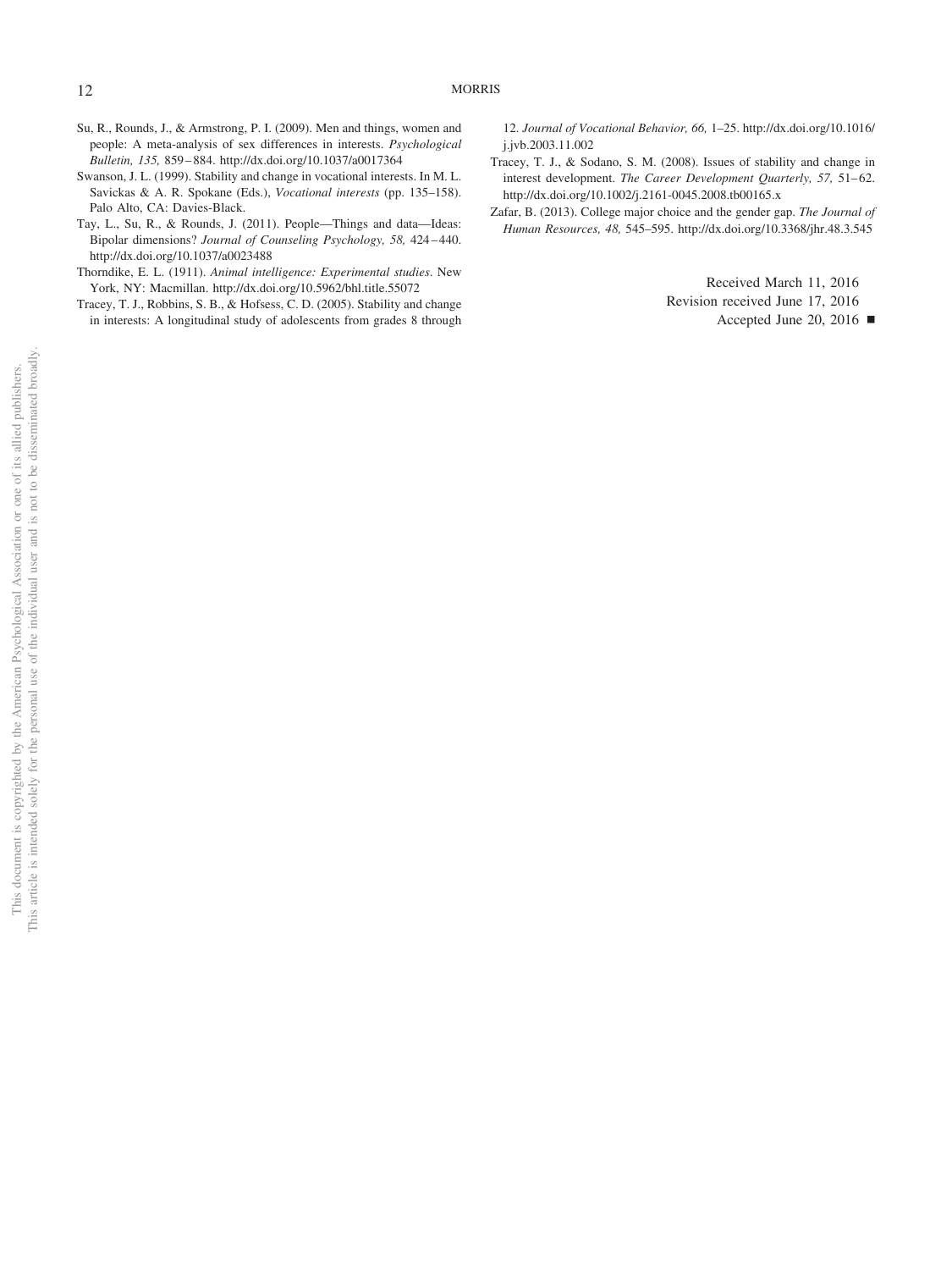Su, R., Rounds, J., & Armstrong, P. I. (2009). Men and things, women and people: A meta-analysis of sex differences in interests. *Psychological Bulletin, 135,* 859–884. http://dx.doi.org/10.1037/a0017364

Swanson, J. L. (1999). Stability and change in vocational interests. In M. L. Savickas & A. R. Spokane (Eds.), *Vocational interests* (pp. 135–158). Palo Alto, CA: Davies-Black.

Tay, L., Su, R., & Rounds, J. (2011). People—Things and data—Ideas: Bipolar dimensions? *Journal of Counseling Psychology, 58,* 424–440. http://dx.doi.org/10.1037/a0023488

Thorndike, E. L. (1911). *Animal intelligence: Experimental studies*. New York, NY: Macmillan. http://dx.doi.org/10.5962/bhl.title.55072

Tracey, T. J., Robbins, S. B., & Hofsess, C. D. (2005). Stability and change in interests: A longitudinal study of adolescents from grades 8 through 12. *Journal of Vocational Behavior, 66,* 1–25. http://dx.doi.org/10.1016/j.jvb.2003.11.002

Tracey, T. J., & Sodano, S. M. (2008). Issues of stability and change in interest development. *The Career Development Quarterly, 57,* 51–62. http://dx.doi.org/10.1002/j.2161-0045.2008.tb00165.x

Zafar, B. (2013). College major choice and the gender gap. *The Journal of Human Resources, 48,* 545–595. http://dx.doi.org/10.3368/jhr.48.3.545

Received March 11, 2016
Revision received June 17, 2016
Accepted June 20, 2016 ■